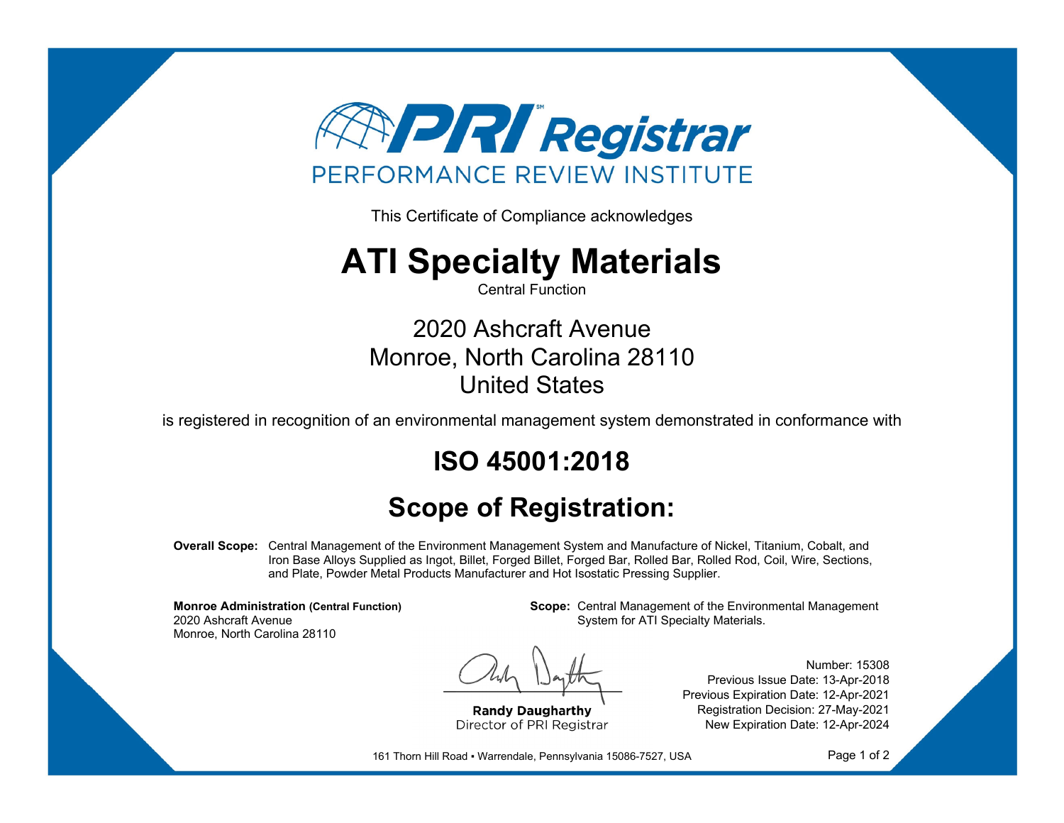# PRI Registrar

PERFORMANCE REVIEW INSTITUTE

This Certificate of Compliance acknowledges

# ATI Specialty Materials

Central Function

2020 Ashcraft Avenue
Monroe, North Carolina 28110
United States

is registered in recognition of an environmental management system demonstrated in conformance with

## ISO 45001:2018

## Scope of Registration:

**Overall Scope:** Central Management of the Environment Management System and Manufacture of Nickel, Titanium, Cobalt, and Iron Base Alloys Supplied as Ingot, Billet, Forged Billet, Forged Bar, Rolled Bar, Rolled Rod, Coil, Wire, Sections, and Plate, Powder Metal Products Manufacturer and Hot Isostatic Pressing Supplier.

**Monroe Administration (Central Function)**
2020 Ashcraft Avenue
Monroe, North Carolina 28110

**Scope:** Central Management of the Environmental Management System for ATI Specialty Materials.

**Randy Daugharthy**
Director of PRI Registrar

Number: 15308
Previous Issue Date: 13-Apr-2018
Previous Expiration Date: 12-Apr-2021
Registration Decision: 27-May-2021
New Expiration Date: 12-Apr-2024

161 Thorn Hill Road ▪ Warrendale, Pennsylvania 15086-7527, USA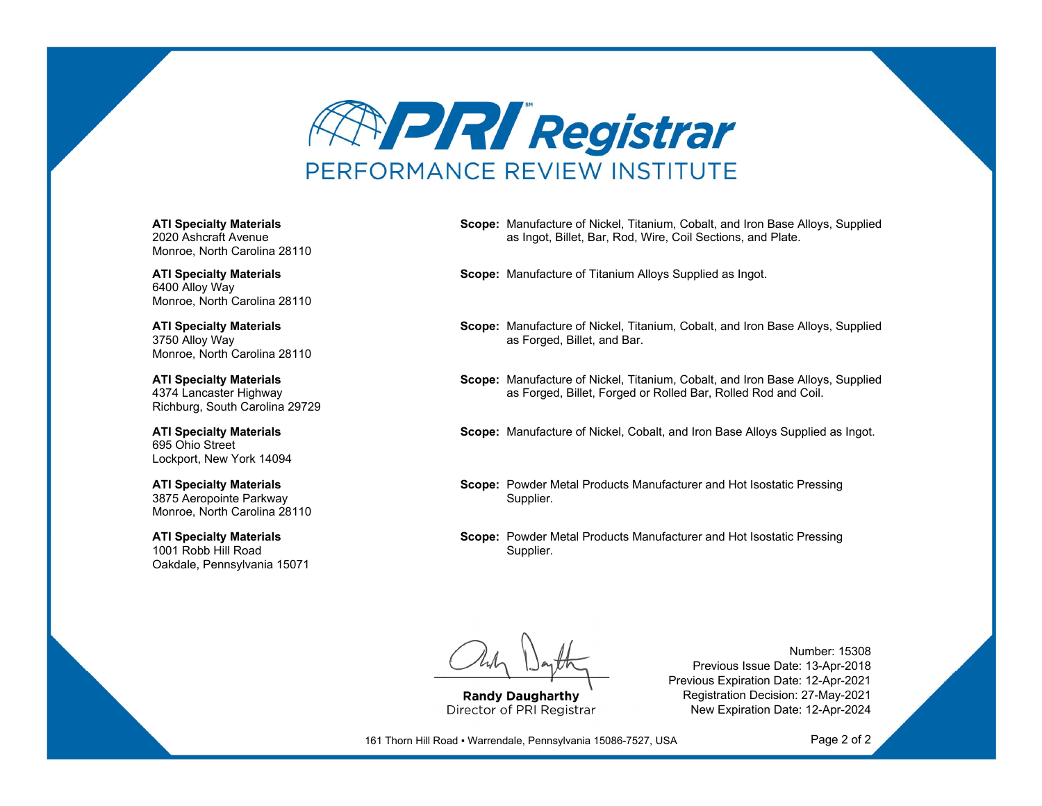# PRI Registrar

PERFORMANCE REVIEW INSTITUTE

| | |
|---|---|
| **ATI Specialty Materials**<br>2020 Ashcraft Avenue<br>Monroe, North Carolina 28110 | **Scope:** Manufacture of Nickel, Titanium, Cobalt, and Iron Base Alloys, Supplied as Ingot, Billet, Bar, Rod, Wire, Coil Sections, and Plate. |
| **ATI Specialty Materials**<br>6400 Alloy Way<br>Monroe, North Carolina 28110 | **Scope:** Manufacture of Titanium Alloys Supplied as Ingot. |
| **ATI Specialty Materials**<br>3750 Alloy Way<br>Monroe, North Carolina 28110 | **Scope:** Manufacture of Nickel, Titanium, Cobalt, and Iron Base Alloys, Supplied as Forged, Billet, and Bar. |
| **ATI Specialty Materials**<br>4374 Lancaster Highway<br>Richburg, South Carolina 29729 | **Scope:** Manufacture of Nickel, Titanium, Cobalt, and Iron Base Alloys, Supplied as Forged, Billet, Forged or Rolled Bar, Rolled Rod and Coil. |
| **ATI Specialty Materials**<br>695 Ohio Street<br>Lockport, New York 14094 | **Scope:** Manufacture of Nickel, Cobalt, and Iron Base Alloys Supplied as Ingot. |
| **ATI Specialty Materials**<br>3875 Aeropointe Parkway<br>Monroe, North Carolina 28110 | **Scope:** Powder Metal Products Manufacturer and Hot Isostatic Pressing Supplier. |
| **ATI Specialty Materials**<br>1001 Robb Hill Road<br>Oakdale, Pennsylvania 15071 | **Scope:** Powder Metal Products Manufacturer and Hot Isostatic Pressing Supplier. |

**Randy Daugharthy**
Director of PRI Registrar

Number: 15308
Previous Issue Date: 13-Apr-2018
Previous Expiration Date: 12-Apr-2021
Registration Decision: 27-May-2021
New Expiration Date: 12-Apr-2024

161 Thorn Hill Road • Warrendale, Pennsylvania 15086-7527, USA